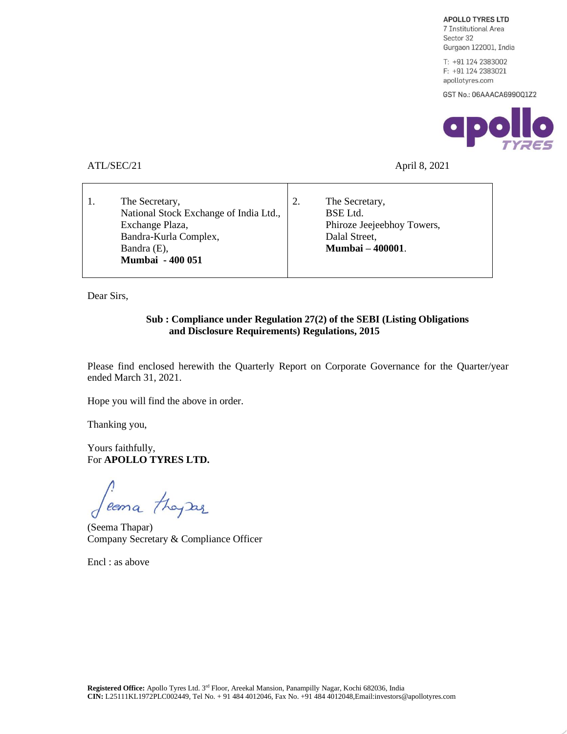APOLLO TYRES LTD
7 Institutional Area
Sector 32
Gurgaon 122001, India

T: +91 124 2383002
F: +91 124 2383021
apollotyres.com

GST No.: 06AAACA6990Q1Z2

ATL/SEC/21

April 8, 2021

| | |
|---|---|
| 1. The Secretary,<br>National Stock Exchange of India Ltd.,<br>Exchange Plaza,<br>Bandra-Kurla Complex,<br>Bandra (E),<br>**Mumbai - 400 051** | 2. The Secretary,<br>BSE Ltd.<br>Phiroze Jeejeebhoy Towers,<br>Dalal Street,<br>**Mumbai – 400001**. |

Dear Sirs,

**Sub : Compliance under Regulation 27(2) of the SEBI (Listing Obligations and Disclosure Requirements) Regulations, 2015**

Please find enclosed herewith the Quarterly Report on Corporate Governance for the Quarter/year ended March 31, 2021.

Hope you will find the above in order.

Thanking you,

Yours faithfully,
For **APOLLO TYRES LTD.**

Seema Thapar

(Seema Thapar)
Company Secretary & Compliance Officer

Encl : as above

**Registered Office:** Apollo Tyres Ltd. 3rd Floor, Areekal Mansion, Panampilly Nagar, Kochi 682036, India
**CIN:** L25111KL1972PLC002449, Tel No. + 91 484 4012046, Fax No. +91 484 4012048,Email:investors@apollotyres.com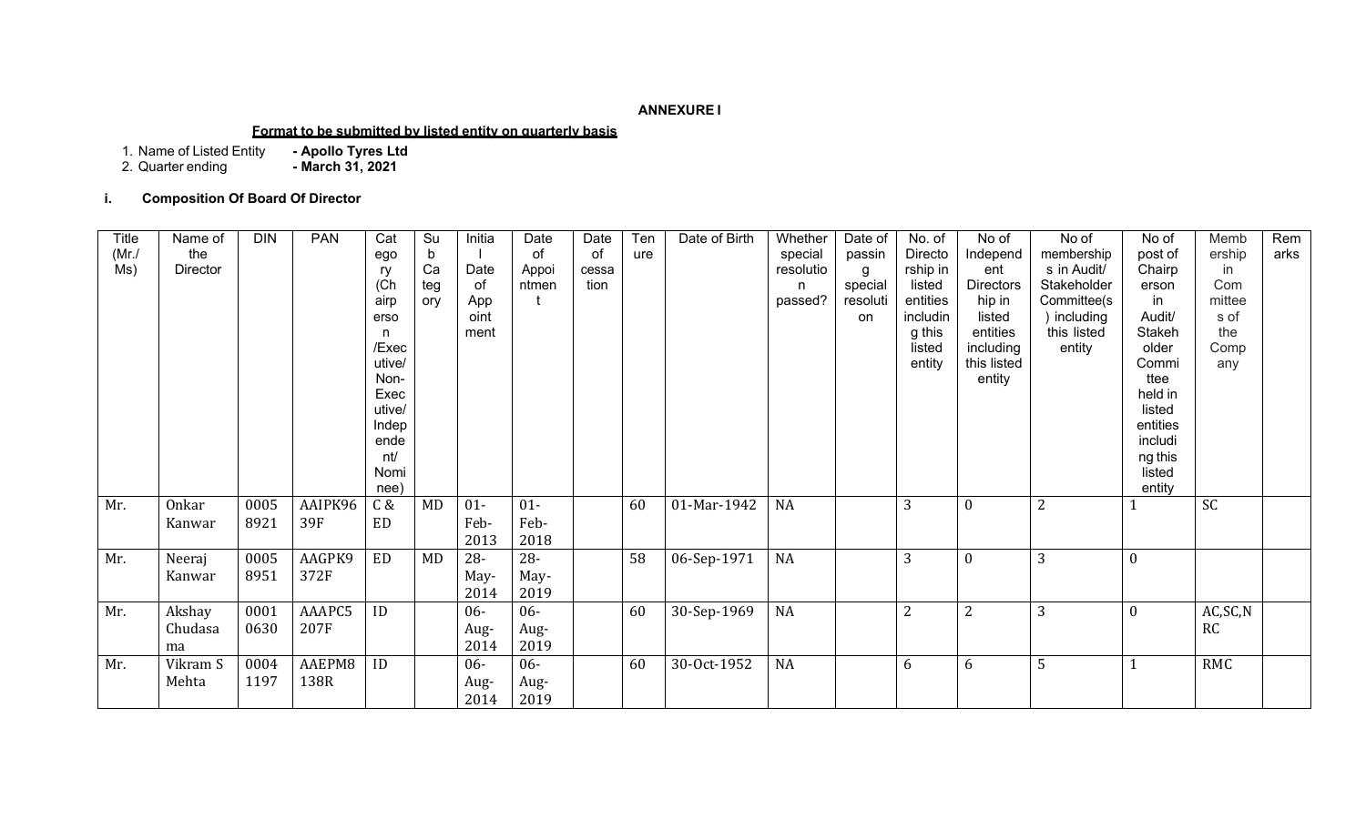**ANNEXURE I**

**Format to be submitted by listed entity on quarterly basis**

1. Name of Listed Entity **- Apollo Tyres Ltd**
2. Quarter ending **- March 31, 2021**

### i. Composition Of Board Of Director

| Title (Mr./ Ms) | Name of the Director | DIN | PAN | Category (Chairperson /Executive/ Non-Executive/ Independent/ Nominee) | Sub Category | Initial Date of Appointment | Date of Appointment | Date of cessation | Tenure | Date of Birth | Whether special resolution passed? | Date of passing special resolution | No. of Directorship in listed entities including this listed entity | No of Independent Directorship in listed entities including this listed entity | No of memberships in Audit/ Stakeholder Committee(s) including this listed entity | No of post of Chairperson in Audit/ Stakeholder Committee held in listed entities including this listed entity | Membership in Committees of the Company | Remarks |
|---|---|---|---|---|---|---|---|---|---|---|---|---|---|---|---|---|---|---|
| Mr. | Onkar Kanwar | 00058921 | AAIPK9639F | C & ED | MD | 01-Feb-2013 | 01-Feb-2018 | | 60 | 01-Mar-1942 | NA | | 3 | 0 | 2 | 1 | SC | |
| Mr. | Neeraj Kanwar | 00058951 | AAGPK9372F | ED | MD | 28-May-2014 | 28-May-2019 | | 58 | 06-Sep-1971 | NA | | 3 | 0 | 3 | 0 | | |
| Mr. | Akshay Chudasama | 00010630 | AAAPC5207F | ID | | 06-Aug-2014 | 06-Aug-2019 | | 60 | 30-Sep-1969 | NA | | 2 | 2 | 3 | 0 | AC,SC,NRC | |
| Mr. | Vikram S Mehta | 00041197 | AAEPM8138R | ID | | 06-Aug-2014 | 06-Aug-2019 | | 60 | 30-Oct-1952 | NA | | 6 | 6 | 5 | 1 | RMC | |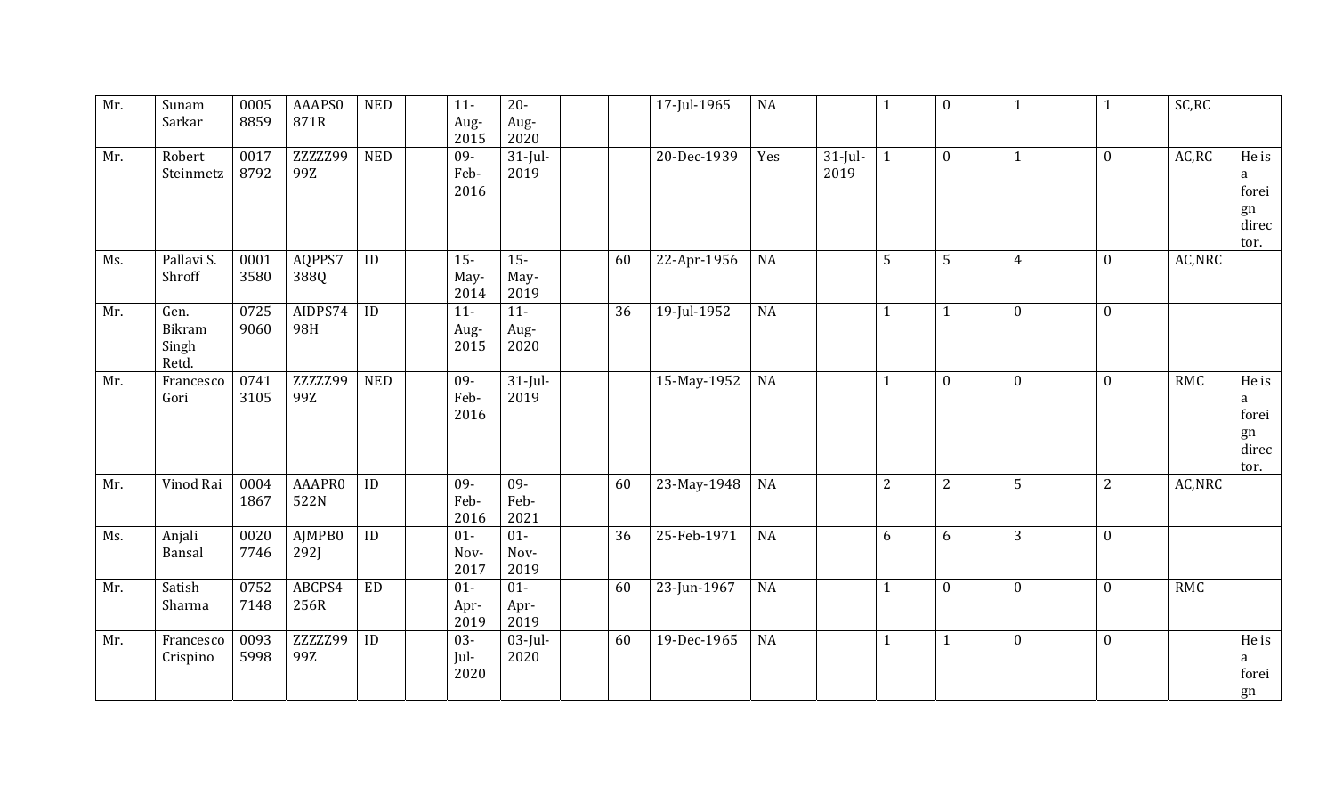| | | | | | | | | | | | | | | | | | | | |
|---|---|---|---|---|---|---|---|---|---|---|---|---|---|---|---|---|---|---|---|
| Mr. | Sunam Sarkar | 00058859 | AAAPS0871R | NED | | 11-Aug-2015 | 20-Aug-2020 | | | 17-Jul-1965 | NA | | 1 | 0 | 1 | 1 | SC,RC | |
| Mr. | Robert Steinmetz | 00178792 | ZZZZZ9999Z | NED | | 09-Feb-2016 | 31-Jul-2019 | | | 20-Dec-1939 | Yes | 31-Jul-2019 | 1 | 0 | 1 | 0 | AC,RC | He is a foreign director. |
| Ms. | Pallavi S. Shroff | 00013580 | AQPPS7388Q | ID | | 15-May-2014 | 15-May-2019 | | 60 | 22-Apr-1956 | NA | | 5 | 5 | 4 | 0 | AC,NRC | |
| Mr. | Gen. Bikram Singh Retd. | 07259060 | AIDPS7498H | ID | | 11-Aug-2015 | 11-Aug-2020 | | 36 | 19-Jul-1952 | NA | | 1 | 1 | 0 | 0 | | |
| Mr. | Francesco Gori | 07413105 | ZZZZZ9999Z | NED | | 09-Feb-2016 | 31-Jul-2019 | | | 15-May-1952 | NA | | 1 | 0 | 0 | 0 | RMC | He is a foreign director. |
| Mr. | Vinod Rai | 00041867 | AAAPR0522N | ID | | 09-Feb-2016 | 09-Feb-2021 | | 60 | 23-May-1948 | NA | | 2 | 2 | 5 | 2 | AC,NRC | |
| Ms. | Anjali Bansal | 00207746 | AJMPB0292J | ID | | 01-Nov-2017 | 01-Nov-2019 | | 36 | 25-Feb-1971 | NA | | 6 | 6 | 3 | 0 | | |
| Mr. | Satish Sharma | 07527148 | ABCPS4256R | ED | | 01-Apr-2019 | 01-Apr-2019 | | 60 | 23-Jun-1967 | NA | | 1 | 0 | 0 | 0 | RMC | |
| Mr. | Francesco Crispino | 00935998 | ZZZZZ9999Z | ID | | 03-Jul-2020 | 03-Jul-2020 | | 60 | 19-Dec-1965 | NA | | 1 | 1 | 0 | 0 | | He is a foreign |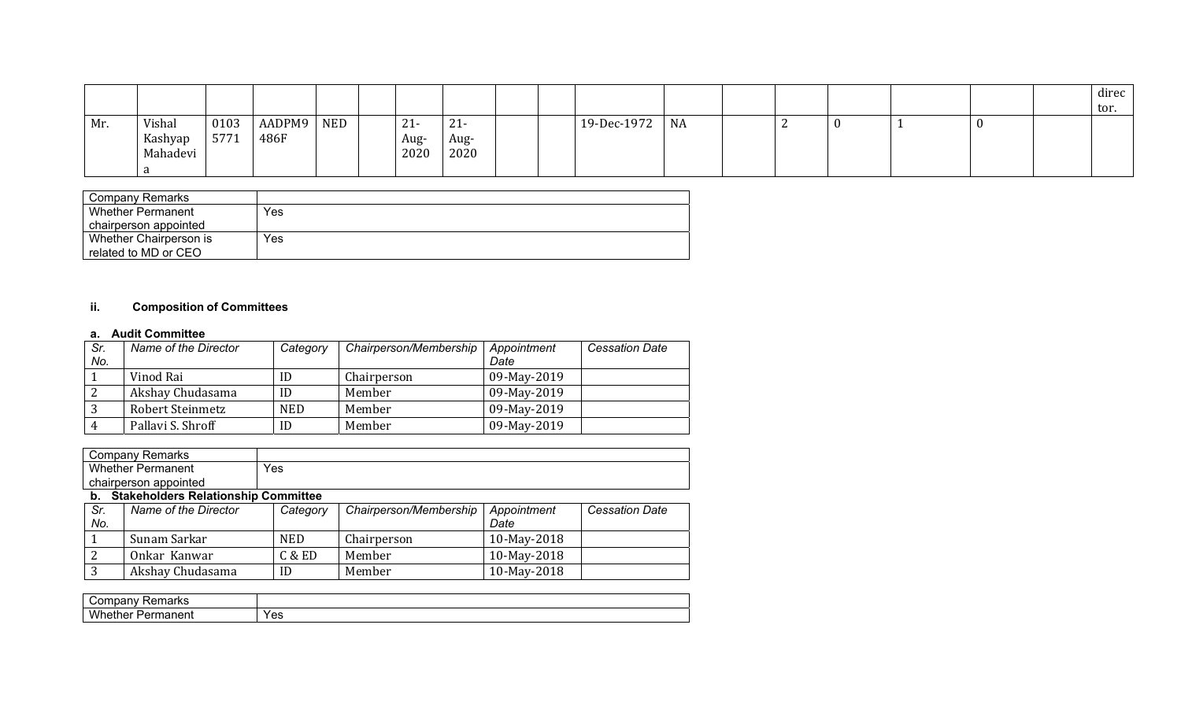| | | | | | | | | | | | | | | | | | | |
|---|---|---|---|---|---|---|---|---|---|---|---|---|---|---|---|---|---|---|
| | | | | | | | | | | | | | | | | | | director. |
| Mr. | Vishal Kashyap Mahadevia | 01035771 | AADPM9486F | NED | | 21-Aug-2020 | 21-Aug-2020 | | | 19-Dec-1972 | NA | | 2 | 0 | 1 | 0 | | |

| Company Remarks | |
|---|---|
| Whether Permanent chairperson appointed | Yes |
| Whether Chairperson is related to MD or CEO | Yes |

### ii. Composition of Committees

#### a. Audit Committee

| Sr. No. | Name of the Director | Category | Chairperson/Membership | Appointment Date | Cessation Date |
|---|---|---|---|---|---|
| 1 | Vinod Rai | ID | Chairperson | 09-May-2019 | |
| 2 | Akshay Chudasama | ID | Member | 09-May-2019 | |
| 3 | Robert Steinmetz | NED | Member | 09-May-2019 | |
| 4 | Pallavi S. Shroff | ID | Member | 09-May-2019 | |

| Company Remarks | |
|---|---|
| Whether Permanent chairperson appointed | Yes |

#### b. Stakeholders Relationship Committee

| Sr. No. | Name of the Director | Category | Chairperson/Membership | Appointment Date | Cessation Date |
|---|---|---|---|---|---|
| 1 | Sunam Sarkar | NED | Chairperson | 10-May-2018 | |
| 2 | Onkar Kanwar | C & ED | Member | 10-May-2018 | |
| 3 | Akshay Chudasama | ID | Member | 10-May-2018 | |

| Company Remarks | |
|---|---|
| Whether Permanent | Yes |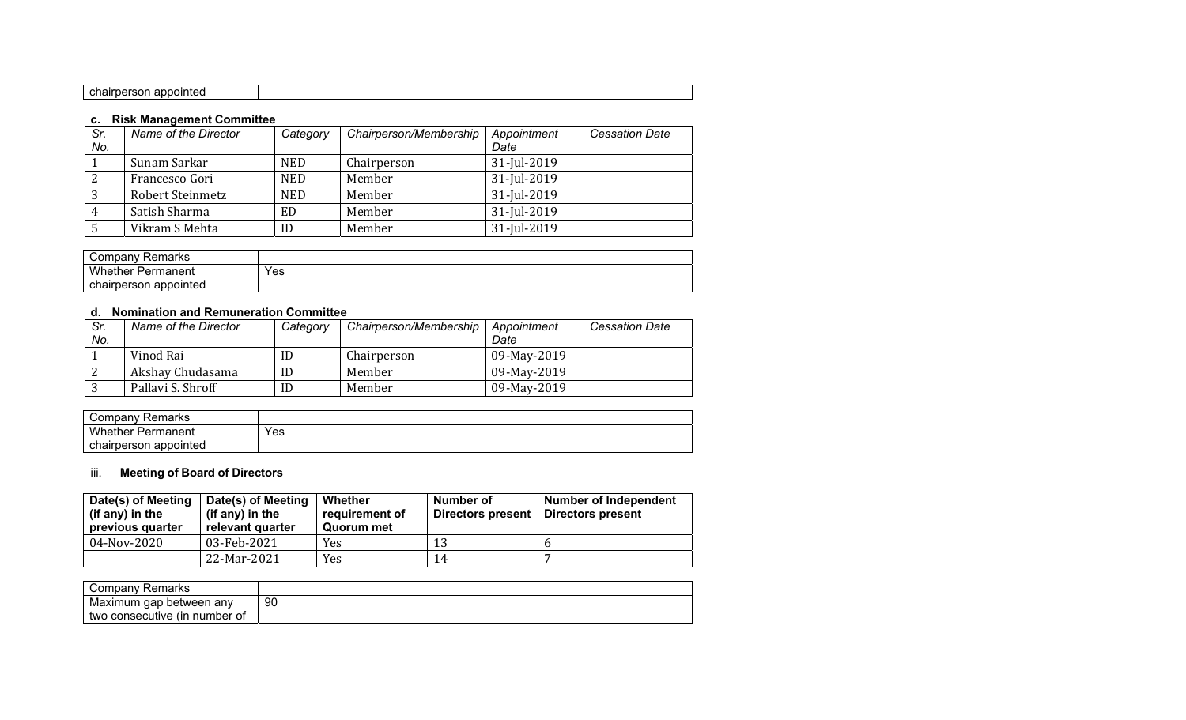| chairperson appointed | |
|---|---|

#### c. Risk Management Committee

| Sr. No. | Name of the Director | Category | Chairperson/Membership | Appointment Date | Cessation Date |
|---|---|---|---|---|---|
| 1 | Sunam Sarkar | NED | Chairperson | 31-Jul-2019 | |
| 2 | Francesco Gori | NED | Member | 31-Jul-2019 | |
| 3 | Robert Steinmetz | NED | Member | 31-Jul-2019 | |
| 4 | Satish Sharma | ED | Member | 31-Jul-2019 | |
| 5 | Vikram S Mehta | ID | Member | 31-Jul-2019 | |

| Company Remarks | |
|---|---|
| Whether Permanent chairperson appointed | Yes |

#### d. Nomination and Remuneration Committee

| Sr. No. | Name of the Director | Category | Chairperson/Membership | Appointment Date | Cessation Date |
|---|---|---|---|---|---|
| 1 | Vinod Rai | ID | Chairperson | 09-May-2019 | |
| 2 | Akshay Chudasama | ID | Member | 09-May-2019 | |
| 3 | Pallavi S. Shroff | ID | Member | 09-May-2019 | |

| Company Remarks | |
|---|---|
| Whether Permanent chairperson appointed | Yes |

### iii. Meeting of Board of Directors

| Date(s) of Meeting (if any) in the previous quarter | Date(s) of Meeting (if any) in the relevant quarter | Whether requirement of Quorum met | Number of Directors present | Number of Independent Directors present |
|---|---|---|---|---|
| 04-Nov-2020 | 03-Feb-2021 | Yes | 13 | 6 |
| | 22-Mar-2021 | Yes | 14 | 7 |

| Company Remarks | |
|---|---|
| Maximum gap between any two consecutive (in number of | 90 |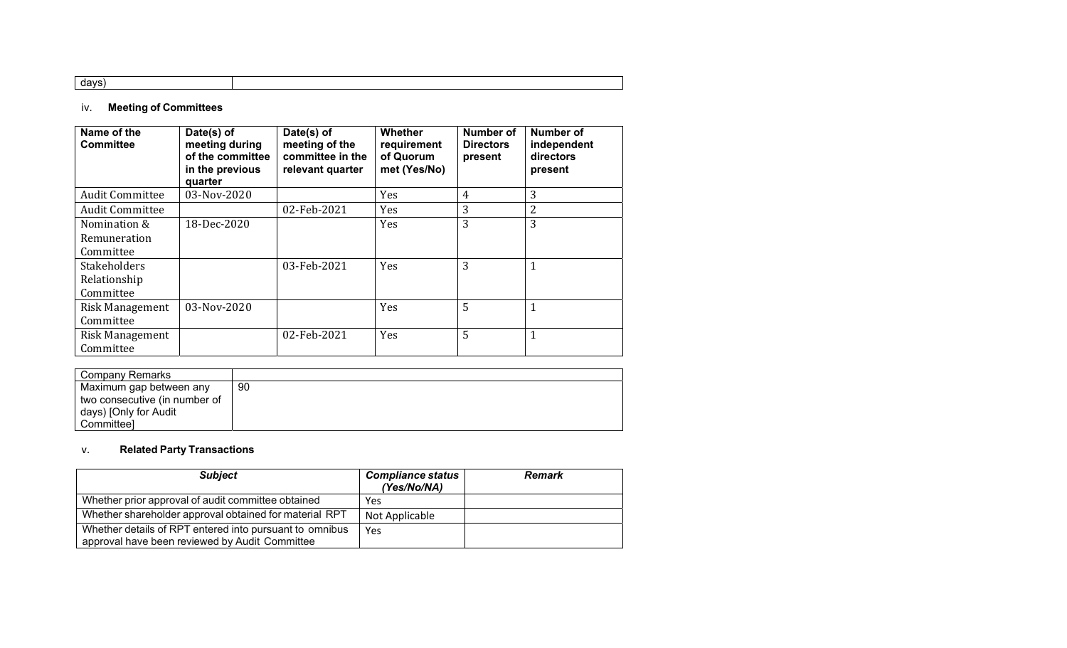| days) | |
|---|---|

iv. **Meeting of Committees**

| Name of the Committee | Date(s) of meeting during of the committee in the previous quarter | Date(s) of meeting of the committee in the relevant quarter | Whether requirement of Quorum met (Yes/No) | Number of Directors present | Number of independent directors present |
|---|---|---|---|---|---|
| Audit Committee | 03-Nov-2020 | | Yes | 4 | 3 |
| Audit Committee | | 02-Feb-2021 | Yes | 3 | 2 |
| Nomination & Remuneration Committee | 18-Dec-2020 | | Yes | 3 | 3 |
| Stakeholders Relationship Committee | | 03-Feb-2021 | Yes | 3 | 1 |
| Risk Management Committee | 03-Nov-2020 | | Yes | 5 | 1 |
| Risk Management Committee | | 02-Feb-2021 | Yes | 5 | 1 |

| Company Remarks | |
|---|---|
| Maximum gap between any two consecutive (in number of days) [Only for Audit Committee] | 90 |

v. **Related Party Transactions**

| *Subject* | *Compliance status (Yes/No/NA)* | *Remark* |
|---|---|---|
| Whether prior approval of audit committee obtained | Yes | |
| Whether shareholder approval obtained for material RPT | Not Applicable | |
| Whether details of RPT entered into pursuant to omnibus approval have been reviewed by Audit Committee | Yes | |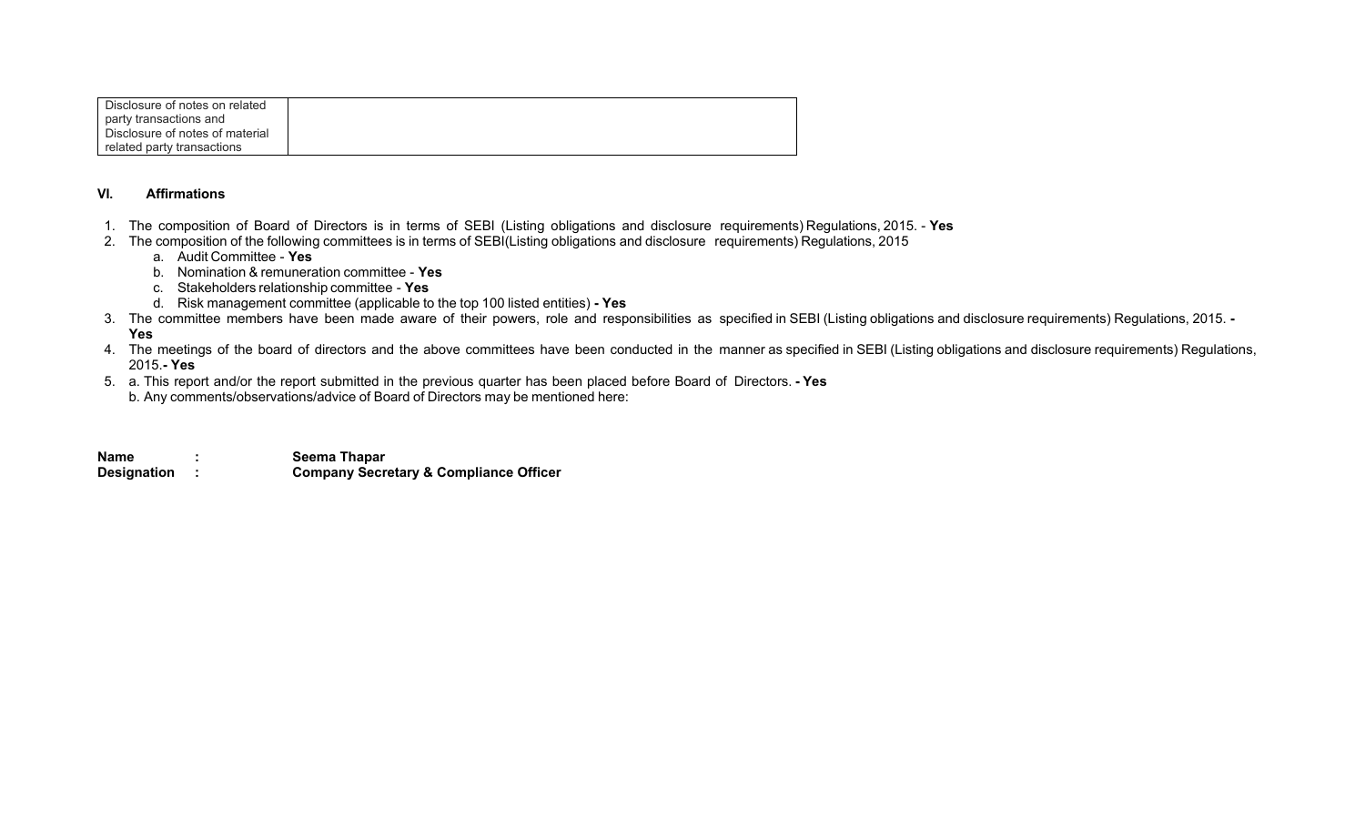| | |
|---|---|
| Disclosure of notes on related party transactions and Disclosure of notes of material related party transactions | |

## VI. Affirmations

1. The composition of Board of Directors is in terms of SEBI (Listing obligations and disclosure requirements) Regulations, 2015. - **Yes**
2. The composition of the following committees is in terms of SEBI(Listing obligations and disclosure requirements) Regulations, 2015
   a. Audit Committee - **Yes**
   b. Nomination & remuneration committee - **Yes**
   c. Stakeholders relationship committee - **Yes**
   d. Risk management committee (applicable to the top 100 listed entities) **- Yes**
3. The committee members have been made aware of their powers, role and responsibilities as specified in SEBI (Listing obligations and disclosure requirements) Regulations, 2015. **- Yes**
4. The meetings of the board of directors and the above committees have been conducted in the manner as specified in SEBI (Listing obligations and disclosure requirements) Regulations, 2015.**- Yes**
5. a. This report and/or the report submitted in the previous quarter has been placed before Board of Directors. **- Yes**
   b. Any comments/observations/advice of Board of Directors may be mentioned here:

**Name** : **Seema Thapar**
**Designation** : **Company Secretary & Compliance Officer**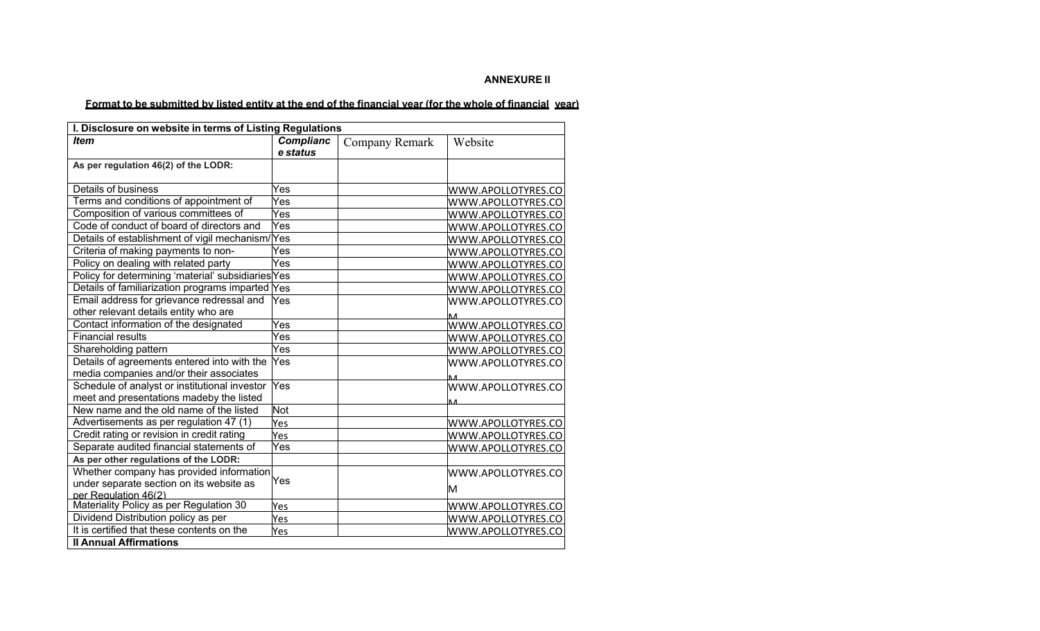**ANNEXURE II**

**Format to be submitted by listed entity at the end of the financial year (for the whole of financial year)**

| I. Disclosure on website in terms of Listing Regulations | | | |
|---|---|---|---|
| ***Item*** | ***Compliance status*** | Company Remark | Website |
| **As per regulation 46(2) of the LODR:** | | | |
| Details of business | Yes | | WWW.APOLLOTYRES.CO |
| Terms and conditions of appointment of | Yes | | WWW.APOLLOTYRES.CO |
| Composition of various committees of | Yes | | WWW.APOLLOTYRES.CO |
| Code of conduct of board of directors and | Yes | | WWW.APOLLOTYRES.CO |
| Details of establishment of vigil mechanism/ | Yes | | WWW.APOLLOTYRES.CO |
| Criteria of making payments to non- | Yes | | WWW.APOLLOTYRES.CO |
| Policy on dealing with related party | Yes | | WWW.APOLLOTYRES.CO |
| Policy for determining 'material' subsidiaries | Yes | | WWW.APOLLOTYRES.CO |
| Details of familiarization programs imparted | Yes | | WWW.APOLLOTYRES.CO |
| Email address for grievance redressal and other relevant details entity who are | Yes | | WWW.APOLLOTYRES.CO M |
| Contact information of the designated | Yes | | WWW.APOLLOTYRES.CO |
| Financial results | Yes | | WWW.APOLLOTYRES.CO |
| Shareholding pattern | Yes | | WWW.APOLLOTYRES.CO |
| Details of agreements entered into with the media companies and/or their associates | Yes | | WWW.APOLLOTYRES.CO M |
| Schedule of analyst or institutional investor meet and presentations madeby the listed | Yes | | WWW.APOLLOTYRES.CO M |
| New name and the old name of the listed | Not | | |
| Advertisements as per regulation 47 (1) | Yes | | WWW.APOLLOTYRES.CO |
| Credit rating or revision in credit rating | Yes | | WWW.APOLLOTYRES.CO |
| Separate audited financial statements of | Yes | | WWW.APOLLOTYRES.CO |
| **As per other regulations of the LODR:** | | | |
| Whether company has provided information under separate section on its website as per Regulation 46(2) | Yes | | WWW.APOLLOTYRES.CO M |
| Materiality Policy as per Regulation 30 | Yes | | WWW.APOLLOTYRES.CO |
| Dividend Distribution policy as per | Yes | | WWW.APOLLOTYRES.CO |
| It is certified that these contents on the | Yes | | WWW.APOLLOTYRES.CO |
| **II Annual Affirmations** | | | |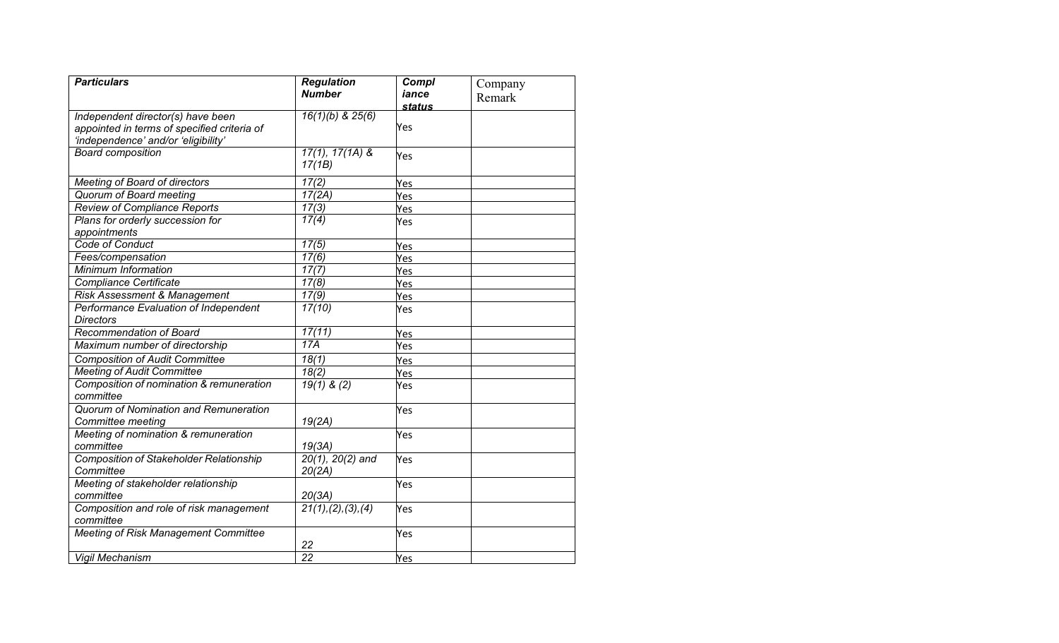| ***Particulars*** | ***Regulation Number*** | ***Compliance status*** | Company Remark |
|---|---|---|---|
| *Independent director(s) have been appointed in terms of specified criteria of 'independence' and/or 'eligibility'* | *16(1)(b) & 25(6)* | Yes | |
| *Board composition* | *17(1), 17(1A) & 17(1B)* | Yes | |
| *Meeting of Board of directors* | *17(2)* | Yes | |
| *Quorum of Board meeting* | *17(2A)* | Yes | |
| *Review of Compliance Reports* | *17(3)* | Yes | |
| *Plans for orderly succession for appointments* | *17(4)* | Yes | |
| *Code of Conduct* | *17(5)* | Yes | |
| *Fees/compensation* | *17(6)* | Yes | |
| *Minimum Information* | *17(7)* | Yes | |
| *Compliance Certificate* | *17(8)* | Yes | |
| *Risk Assessment & Management* | *17(9)* | Yes | |
| *Performance Evaluation of Independent Directors* | *17(10)* | Yes | |
| *Recommendation of Board* | *17(11)* | Yes | |
| *Maximum number of directorship* | *17A* | Yes | |
| *Composition of Audit Committee* | *18(1)* | Yes | |
| *Meeting of Audit Committee* | *18(2)* | Yes | |
| *Composition of nomination & remuneration committee* | *19(1) & (2)* | Yes | |
| *Quorum of Nomination and Remuneration Committee meeting* | *19(2A)* | Yes | |
| *Meeting of nomination & remuneration committee* | *19(3A)* | Yes | |
| *Composition of Stakeholder Relationship Committee* | *20(1), 20(2) and 20(2A)* | Yes | |
| *Meeting of stakeholder relationship committee* | *20(3A)* | Yes | |
| *Composition and role of risk management committee* | *21(1),(2),(3),(4)* | Yes | |
| *Meeting of Risk Management Committee* | *22* | Yes | |
| *Vigil Mechanism* | *22* | Yes | |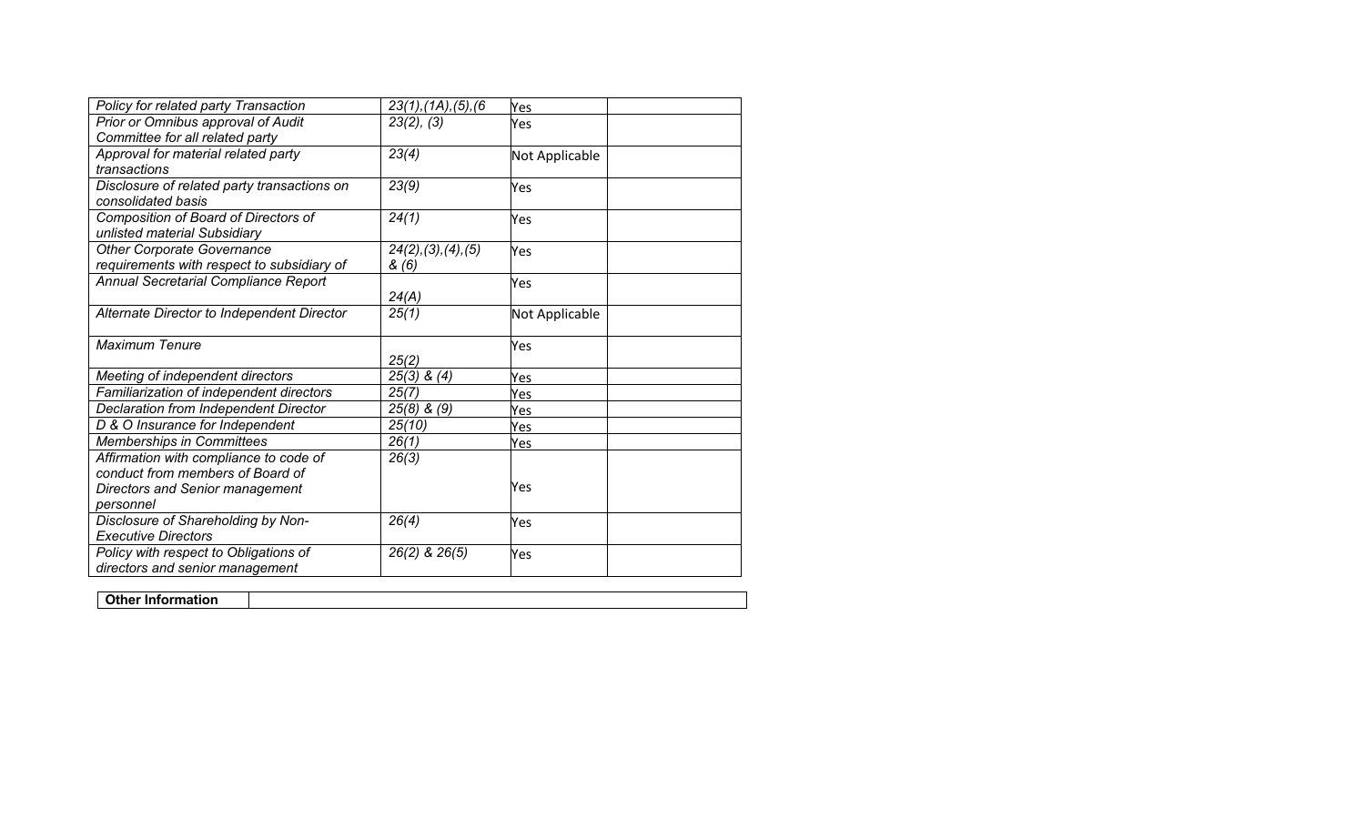| | | | |
|---|---|---|---|
| *Policy for related party Transaction* | *23(1),(1A),(5),(6* | Yes | |
| *Prior or Omnibus approval of Audit Committee for all related party* | *23(2), (3)* | Yes | |
| *Approval for material related party transactions* | *23(4)* | Not Applicable | |
| *Disclosure of related party transactions on consolidated basis* | *23(9)* | Yes | |
| *Composition of Board of Directors of unlisted material Subsidiary* | *24(1)* | Yes | |
| *Other Corporate Governance requirements with respect to subsidiary of* | *24(2),(3),(4),(5) & (6)* | Yes | |
| *Annual Secretarial Compliance Report* | *24(A)* | Yes | |
| *Alternate Director to Independent Director* | *25(1)* | Not Applicable | |
| *Maximum Tenure* | *25(2)* | Yes | |
| *Meeting of independent directors* | *25(3) & (4)* | Yes | |
| *Familiarization of independent directors* | *25(7)* | Yes | |
| *Declaration from Independent Director* | *25(8) & (9)* | Yes | |
| *D & O Insurance for Independent* | *25(10)* | Yes | |
| *Memberships in Committees* | *26(1)* | Yes | |
| *Affirmation with compliance to code of conduct from members of Board of Directors and Senior management personnel* | *26(3)* | Yes | |
| *Disclosure of Shareholding by Non-Executive Directors* | *26(4)* | Yes | |
| *Policy with respect to Obligations of directors and senior management* | *26(2) & 26(5)* | Yes | |

| **Other Information** | |
|---|---|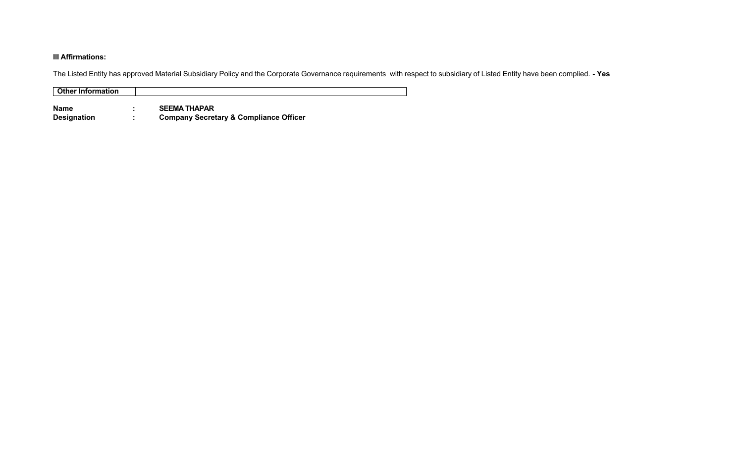**III Affirmations:**

The Listed Entity has approved Material Subsidiary Policy and the Corporate Governance requirements with respect to subsidiary of Listed Entity have been complied. **- Yes**

| **Other Information** | |
|---|---|

**Name** : **SEEMA THAPAR**
**Designation** : **Company Secretary & Compliance Officer**